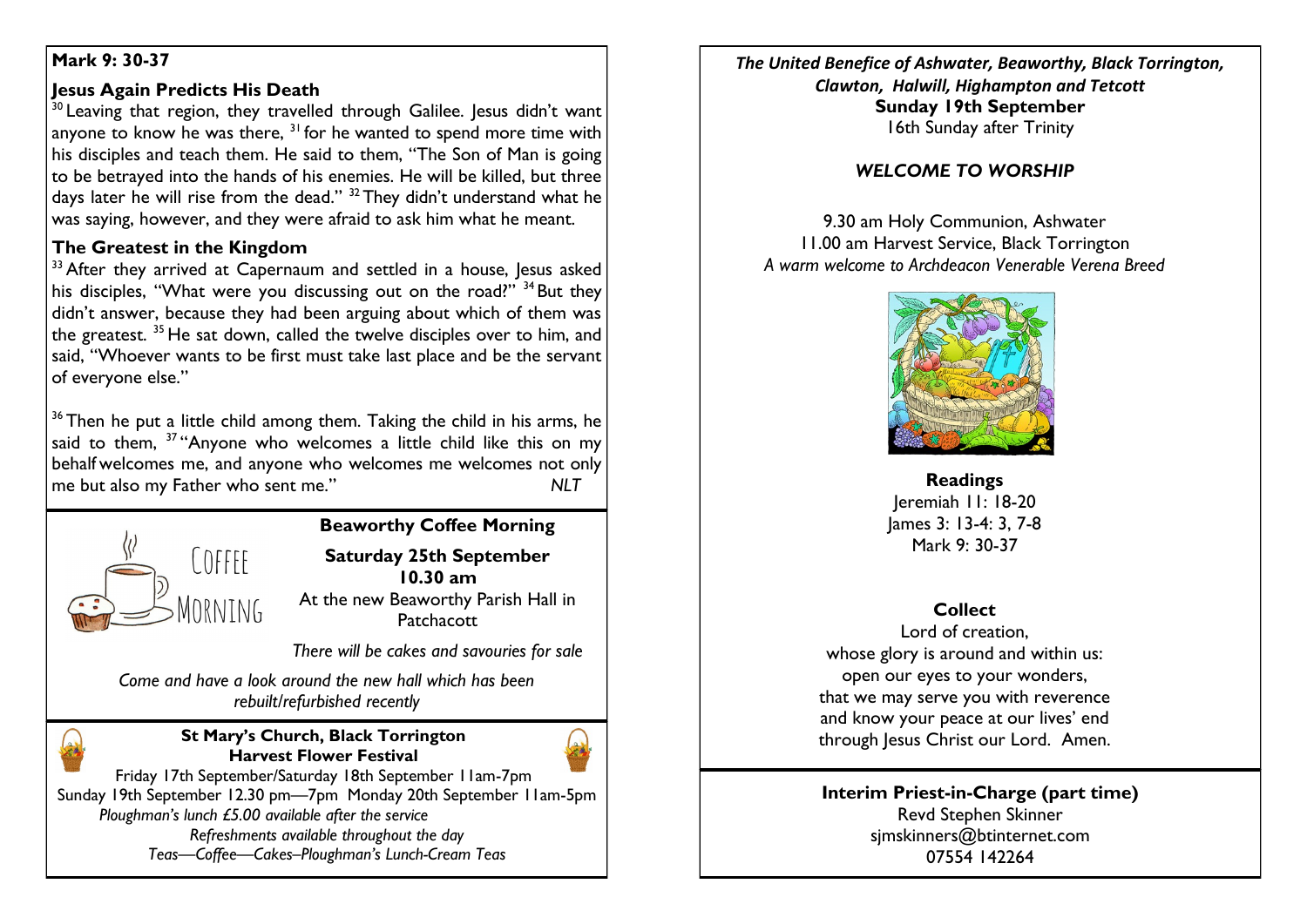**Mark 9: 30-37**

### Jesus Again Predicts His Death

[30] Leaving that region, they travelled through Galilee. Jesus didn't want anyone to know he was there, [31] for he wanted to spend more time with his disciples and teach them. He said to them, "The Son of Man is going to be betrayed into the hands of his enemies. He will be killed, but three days later he will rise from the dead." [32] They didn't understand what he was saying, however, and they were afraid to ask him what he meant.

### The Greatest in the Kingdom

[33] After they arrived at Capernaum and settled in a house, Jesus asked his disciples, "What were you discussing out on the road?" [34] But they didn't answer, because they had been arguing about which of them was the greatest. [35] He sat down, called the twelve disciples over to him, and said, "Whoever wants to be first must take last place and be the servant of everyone else."

[36] Then he put a little child among them. Taking the child in his arms, he said to them, [37] "Anyone who welcomes a little child like this on my behalf welcomes me, and anyone who welcomes me welcomes not only me but also my Father who sent me." *NLT*

---

Coffee Morning

**Beaworthy Coffee Morning**

**Saturday 25th September**
**10.30 am**
At the new Beaworthy Parish Hall in Patchacott

*There will be cakes and savouries for sale*

*Come and have a look around the new hall which has been rebuilt/refurbished recently*

---

**St Mary's Church, Black Torrington**
**Harvest Flower Festival**

Friday 17th September/Saturday 18th September 11am-7pm
Sunday 19th September 12.30 pm—7pm Monday 20th September 11am-5pm
*Ploughman's lunch £5.00 available after the service*
*Refreshments available throughout the day*
*Teas—Coffee—Cakes–Ploughman's Lunch-Cream Teas*

---

***The United Benefice of Ashwater, Beaworthy, Black Torrington, Clawton, Halwill, Highampton and Tetcott***

**Sunday 19th September**
16th Sunday after Trinity

***WELCOME TO WORSHIP***

9.30 am Holy Communion, Ashwater
11.00 am Harvest Service, Black Torrington
*A warm welcome to Archdeacon Venerable Verena Breed*

**Readings**
Jeremiah 11: 18-20
James 3: 13-4: 3, 7-8
Mark 9: 30-37

**Collect**
Lord of creation,
whose glory is around and within us:
open our eyes to your wonders,
that we may serve you with reverence
and know your peace at our lives' end
through Jesus Christ our Lord. Amen.

---

**Interim Priest-in-Charge (part time)**
Revd Stephen Skinner
sjmskinners@btinternet.com
07554 142264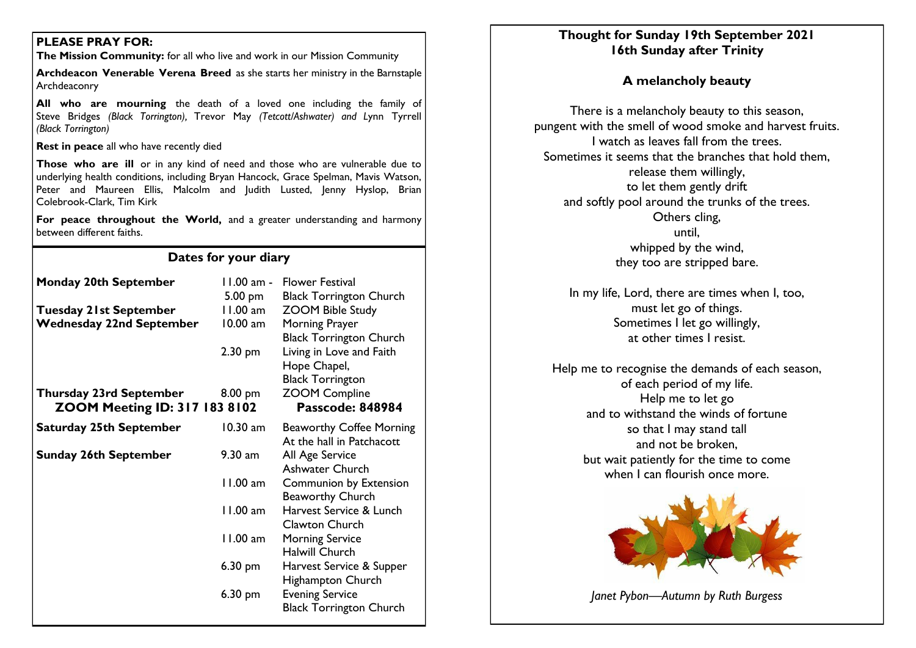**PLEASE PRAY FOR:**

**The Mission Community:** for all who live and work in our Mission Community

**Archdeacon Venerable Verena Breed** as she starts her ministry in the Barnstaple Archdeaconry

**All who are mourning** the death of a loved one including the family of Steve Bridges *(Black Torrington),* Trevor May *(Tetcott/Ashwater) and* Lynn Tyrrell *(Black Torrington)*

**Rest in peace** all who have recently died

**Those who are ill** or in any kind of need and those who are vulnerable due to underlying health conditions, including Bryan Hancock, Grace Spelman, Mavis Watson, Peter and Maureen Ellis, Malcolm and Judith Lusted, Jenny Hyslop, Brian Colebrook-Clark, Tim Kirk

**For peace throughout the World,** and a greater understanding and harmony between different faiths.

## Dates for your diary

| | | |
|---|---|---|
| **Monday 20th September** | 11.00 am - 5.00 pm | Flower Festival<br>Black Torrington Church |
| **Tuesday 21st September** | 11.00 am | ZOOM Bible Study |
| **Wednesday 22nd September** | 10.00 am | Morning Prayer<br>Black Torrington Church |
| | 2.30 pm | Living in Love and Faith<br>Hope Chapel,<br>Black Torrington |
| **Thursday 23rd September** | 8.00 pm | ZOOM Compline |
| **ZOOM Meeting ID: 317 183 8102** | | **Passcode: 848984** |
| **Saturday 25th September** | 10.30 am | Beaworthy Coffee Morning<br>At the hall in Patchacott |
| **Sunday 26th September** | 9.30 am | All Age Service<br>Ashwater Church |
| | 11.00 am | Communion by Extension<br>Beaworthy Church |
| | 11.00 am | Harvest Service & Lunch<br>Clawton Church |
| | 11.00 am | Morning Service<br>Halwill Church |
| | 6.30 pm | Harvest Service & Supper<br>Highampton Church |
| | 6.30 pm | Evening Service<br>Black Torrington Church |

## Thought for Sunday 19th September 2021
## 16th Sunday after Trinity

### A melancholy beauty

There is a melancholy beauty to this season,
pungent with the smell of wood smoke and harvest fruits.
I watch as leaves fall from the trees.
Sometimes it seems that the branches that hold them,
release them willingly,
to let them gently drift
and softly pool around the trunks of the trees.
Others cling,
until,
whipped by the wind,
they too are stripped bare.

In my life, Lord, there are times when I, too,
must let go of things.
Sometimes I let go willingly,
at other times I resist.

Help me to recognise the demands of each season,
of each period of my life.
Help me to let go
and to withstand the winds of fortune
so that I may stand tall
and not be broken,
but wait patiently for the time to come
when I can flourish once more.

*Janet Pybon—Autumn by Ruth Burgess*